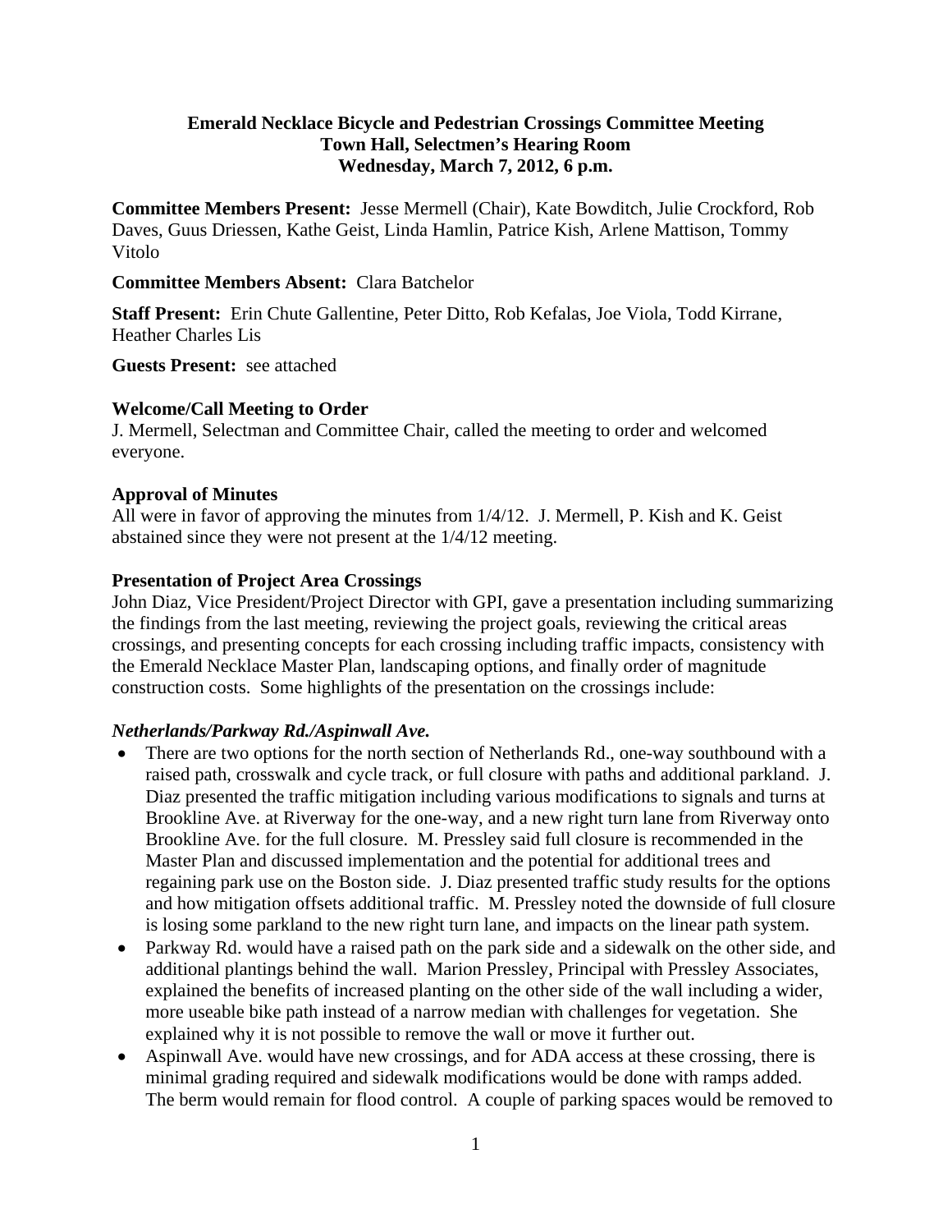# Emerald Necklace Bicycle and Pedestrian Crossings Committee Meeting
## Town Hall, Selectmen's Hearing Room
## Wednesday, March 7, 2012, 6 p.m.

**Committee Members Present:** Jesse Mermell (Chair), Kate Bowditch, Julie Crockford, Rob Daves, Guus Driessen, Kathe Geist, Linda Hamlin, Patrice Kish, Arlene Mattison, Tommy Vitolo

**Committee Members Absent:** Clara Batchelor

**Staff Present:** Erin Chute Gallentine, Peter Ditto, Rob Kefalas, Joe Viola, Todd Kirrane, Heather Charles Lis

**Guests Present:** see attached

### Welcome/Call Meeting to Order

J. Mermell, Selectman and Committee Chair, called the meeting to order and welcomed everyone.

### Approval of Minutes

All were in favor of approving the minutes from 1/4/12. J. Mermell, P. Kish and K. Geist abstained since they were not present at the 1/4/12 meeting.

### Presentation of Project Area Crossings

John Diaz, Vice President/Project Director with GPI, gave a presentation including summarizing the findings from the last meeting, reviewing the project goals, reviewing the critical areas crossings, and presenting concepts for each crossing including traffic impacts, consistency with the Emerald Necklace Master Plan, landscaping options, and finally order of magnitude construction costs. Some highlights of the presentation on the crossings include:

***Netherlands/Parkway Rd./Aspinwall Ave.***

- There are two options for the north section of Netherlands Rd., one-way southbound with a raised path, crosswalk and cycle track, or full closure with paths and additional parkland. J. Diaz presented the traffic mitigation including various modifications to signals and turns at Brookline Ave. at Riverway for the one-way, and a new right turn lane from Riverway onto Brookline Ave. for the full closure. M. Pressley said full closure is recommended in the Master Plan and discussed implementation and the potential for additional trees and regaining park use on the Boston side. J. Diaz presented traffic study results for the options and how mitigation offsets additional traffic. M. Pressley noted the downside of full closure is losing some parkland to the new right turn lane, and impacts on the linear path system.
- Parkway Rd. would have a raised path on the park side and a sidewalk on the other side, and additional plantings behind the wall. Marion Pressley, Principal with Pressley Associates, explained the benefits of increased planting on the other side of the wall including a wider, more useable bike path instead of a narrow median with challenges for vegetation. She explained why it is not possible to remove the wall or move it further out.
- Aspinwall Ave. would have new crossings, and for ADA access at these crossing, there is minimal grading required and sidewalk modifications would be done with ramps added. The berm would remain for flood control. A couple of parking spaces would be removed to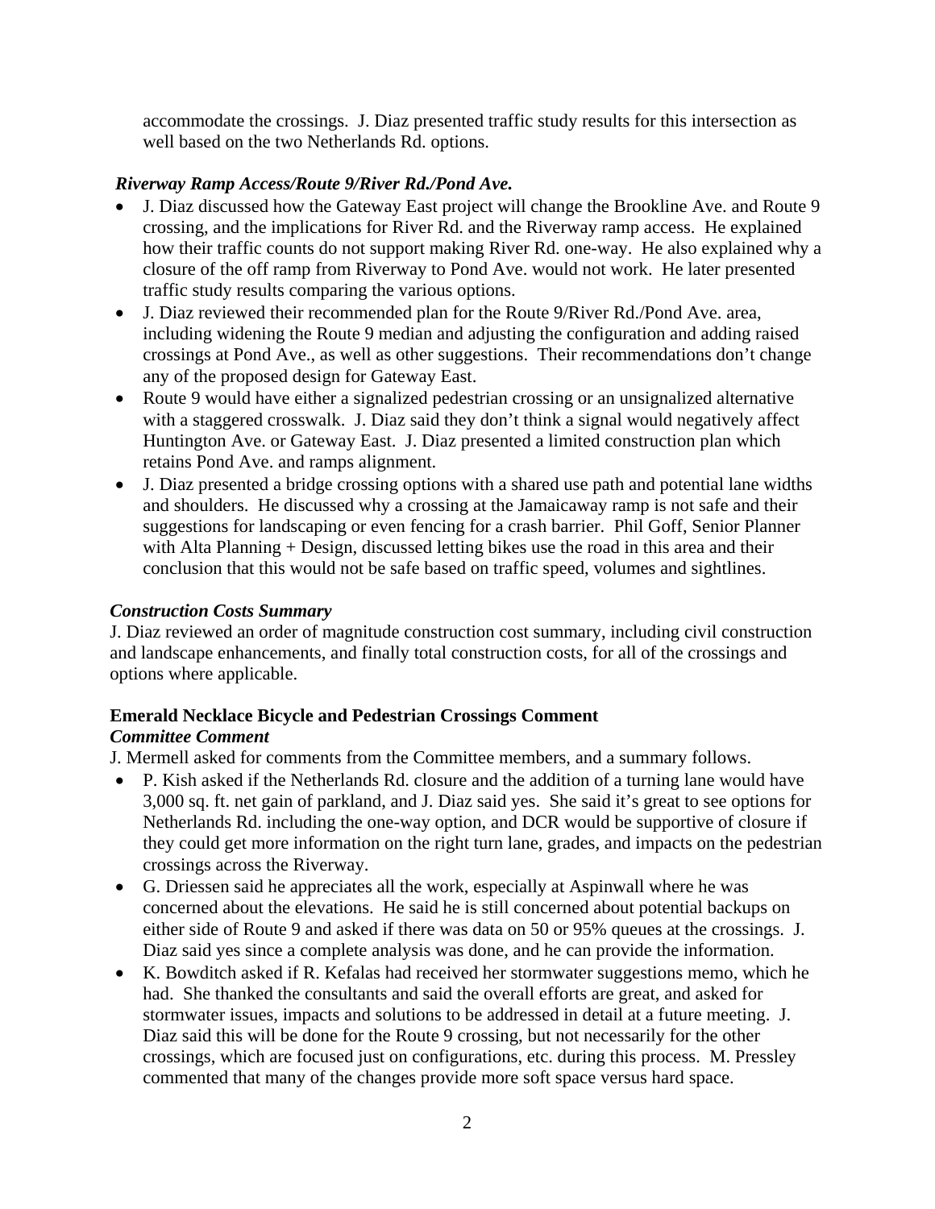accommodate the crossings. J. Diaz presented traffic study results for this intersection as well based on the two Netherlands Rd. options.

***Riverway Ramp Access/Route 9/River Rd./Pond Ave.***

- J. Diaz discussed how the Gateway East project will change the Brookline Ave. and Route 9 crossing, and the implications for River Rd. and the Riverway ramp access. He explained how their traffic counts do not support making River Rd. one-way. He also explained why a closure of the off ramp from Riverway to Pond Ave. would not work. He later presented traffic study results comparing the various options.
- J. Diaz reviewed their recommended plan for the Route 9/River Rd./Pond Ave. area, including widening the Route 9 median and adjusting the configuration and adding raised crossings at Pond Ave., as well as other suggestions. Their recommendations don't change any of the proposed design for Gateway East.
- Route 9 would have either a signalized pedestrian crossing or an unsignalized alternative with a staggered crosswalk. J. Diaz said they don't think a signal would negatively affect Huntington Ave. or Gateway East. J. Diaz presented a limited construction plan which retains Pond Ave. and ramps alignment.
- J. Diaz presented a bridge crossing options with a shared use path and potential lane widths and shoulders. He discussed why a crossing at the Jamaicaway ramp is not safe and their suggestions for landscaping or even fencing for a crash barrier. Phil Goff, Senior Planner with Alta Planning + Design, discussed letting bikes use the road in this area and their conclusion that this would not be safe based on traffic speed, volumes and sightlines.

***Construction Costs Summary***

J. Diaz reviewed an order of magnitude construction cost summary, including civil construction and landscape enhancements, and finally total construction costs, for all of the crossings and options where applicable.

**Emerald Necklace Bicycle and Pedestrian Crossings Comment**

***Committee Comment***

J. Mermell asked for comments from the Committee members, and a summary follows.

- P. Kish asked if the Netherlands Rd. closure and the addition of a turning lane would have 3,000 sq. ft. net gain of parkland, and J. Diaz said yes. She said it's great to see options for Netherlands Rd. including the one-way option, and DCR would be supportive of closure if they could get more information on the right turn lane, grades, and impacts on the pedestrian crossings across the Riverway.
- G. Driessen said he appreciates all the work, especially at Aspinwall where he was concerned about the elevations. He said he is still concerned about potential backups on either side of Route 9 and asked if there was data on 50 or 95% queues at the crossings. J. Diaz said yes since a complete analysis was done, and he can provide the information.
- K. Bowditch asked if R. Kefalas had received her stormwater suggestions memo, which he had. She thanked the consultants and said the overall efforts are great, and asked for stormwater issues, impacts and solutions to be addressed in detail at a future meeting. J. Diaz said this will be done for the Route 9 crossing, but not necessarily for the other crossings, which are focused just on configurations, etc. during this process. M. Pressley commented that many of the changes provide more soft space versus hard space.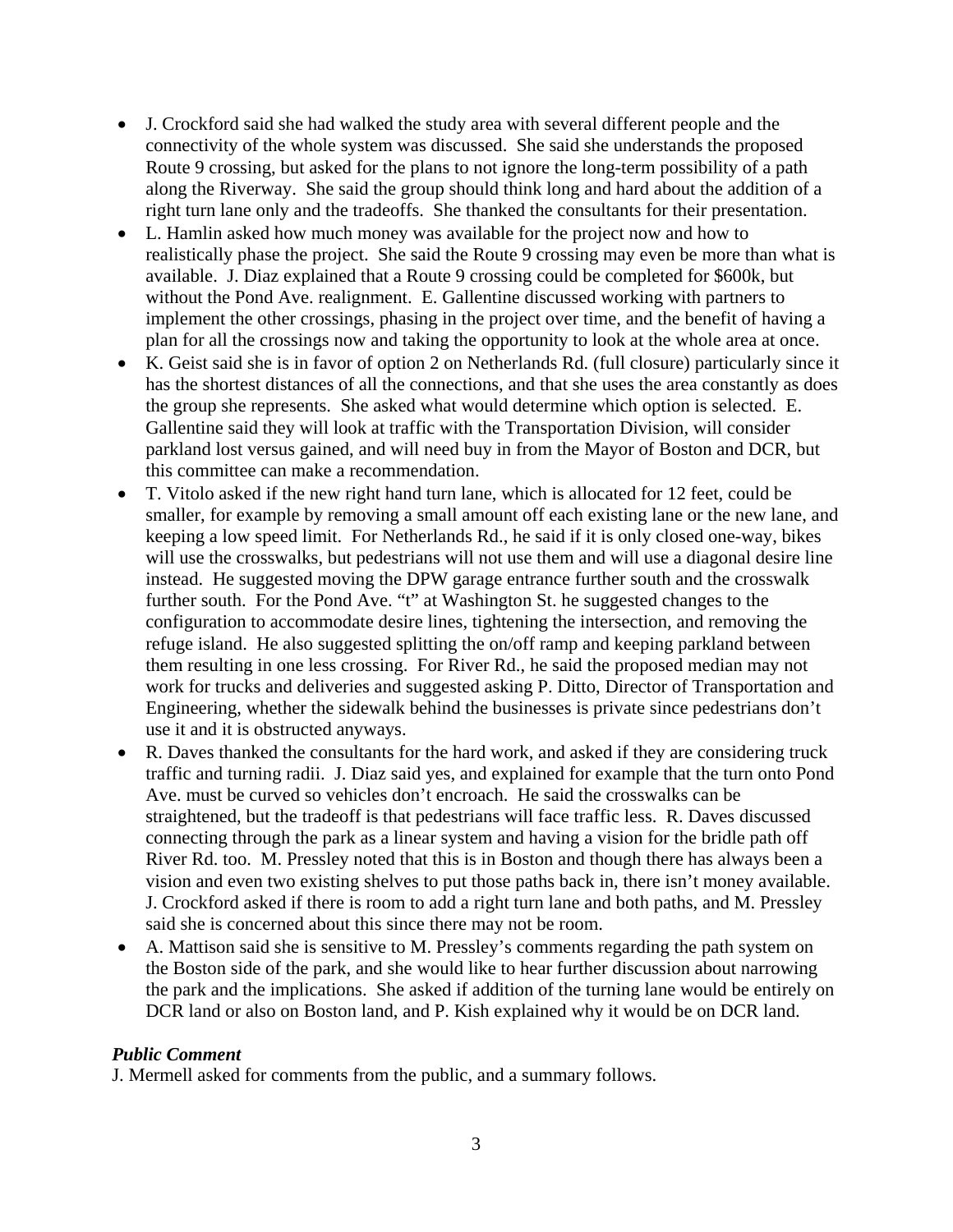- J. Crockford said she had walked the study area with several different people and the connectivity of the whole system was discussed. She said she understands the proposed Route 9 crossing, but asked for the plans to not ignore the long-term possibility of a path along the Riverway. She said the group should think long and hard about the addition of a right turn lane only and the tradeoffs. She thanked the consultants for their presentation.
- L. Hamlin asked how much money was available for the project now and how to realistically phase the project. She said the Route 9 crossing may even be more than what is available. J. Diaz explained that a Route 9 crossing could be completed for $600k, but without the Pond Ave. realignment. E. Gallentine discussed working with partners to implement the other crossings, phasing in the project over time, and the benefit of having a plan for all the crossings now and taking the opportunity to look at the whole area at once.
- K. Geist said she is in favor of option 2 on Netherlands Rd. (full closure) particularly since it has the shortest distances of all the connections, and that she uses the area constantly as does the group she represents. She asked what would determine which option is selected. E. Gallentine said they will look at traffic with the Transportation Division, will consider parkland lost versus gained, and will need buy in from the Mayor of Boston and DCR, but this committee can make a recommendation.
- T. Vitolo asked if the new right hand turn lane, which is allocated for 12 feet, could be smaller, for example by removing a small amount off each existing lane or the new lane, and keeping a low speed limit. For Netherlands Rd., he said if it is only closed one-way, bikes will use the crosswalks, but pedestrians will not use them and will use a diagonal desire line instead. He suggested moving the DPW garage entrance further south and the crosswalk further south. For the Pond Ave. "t" at Washington St. he suggested changes to the configuration to accommodate desire lines, tightening the intersection, and removing the refuge island. He also suggested splitting the on/off ramp and keeping parkland between them resulting in one less crossing. For River Rd., he said the proposed median may not work for trucks and deliveries and suggested asking P. Ditto, Director of Transportation and Engineering, whether the sidewalk behind the businesses is private since pedestrians don't use it and it is obstructed anyways.
- R. Daves thanked the consultants for the hard work, and asked if they are considering truck traffic and turning radii. J. Diaz said yes, and explained for example that the turn onto Pond Ave. must be curved so vehicles don't encroach. He said the crosswalks can be straightened, but the tradeoff is that pedestrians will face traffic less. R. Daves discussed connecting through the park as a linear system and having a vision for the bridle path off River Rd. too. M. Pressley noted that this is in Boston and though there has always been a vision and even two existing shelves to put those paths back in, there isn't money available. J. Crockford asked if there is room to add a right turn lane and both paths, and M. Pressley said she is concerned about this since there may not be room.
- A. Mattison said she is sensitive to M. Pressley's comments regarding the path system on the Boston side of the park, and she would like to hear further discussion about narrowing the park and the implications. She asked if addition of the turning lane would be entirely on DCR land or also on Boston land, and P. Kish explained why it would be on DCR land.

***Public Comment***

J. Mermell asked for comments from the public, and a summary follows.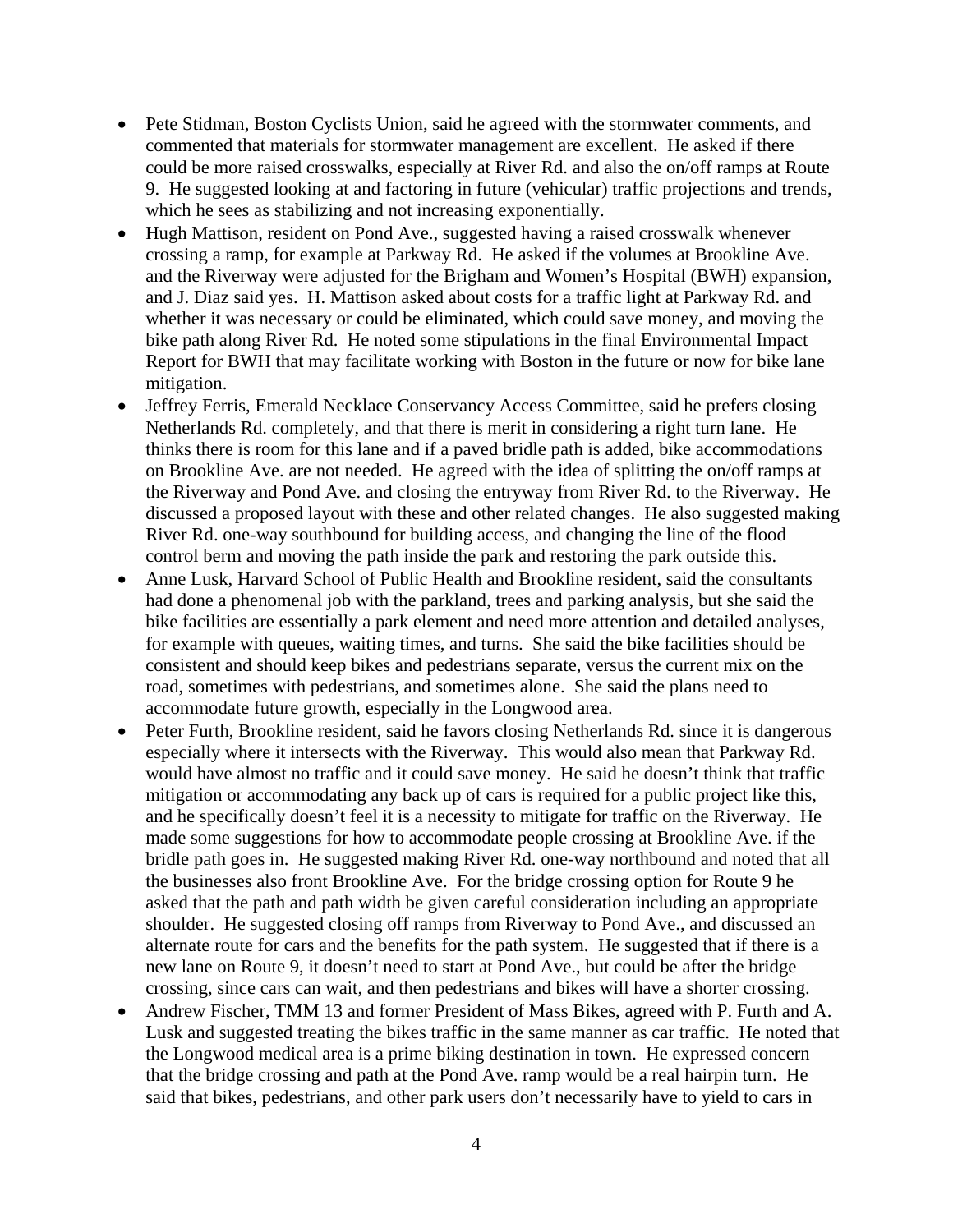- Pete Stidman, Boston Cyclists Union, said he agreed with the stormwater comments, and commented that materials for stormwater management are excellent. He asked if there could be more raised crosswalks, especially at River Rd. and also the on/off ramps at Route 9. He suggested looking at and factoring in future (vehicular) traffic projections and trends, which he sees as stabilizing and not increasing exponentially.
- Hugh Mattison, resident on Pond Ave., suggested having a raised crosswalk whenever crossing a ramp, for example at Parkway Rd. He asked if the volumes at Brookline Ave. and the Riverway were adjusted for the Brigham and Women's Hospital (BWH) expansion, and J. Diaz said yes. H. Mattison asked about costs for a traffic light at Parkway Rd. and whether it was necessary or could be eliminated, which could save money, and moving the bike path along River Rd. He noted some stipulations in the final Environmental Impact Report for BWH that may facilitate working with Boston in the future or now for bike lane mitigation.
- Jeffrey Ferris, Emerald Necklace Conservancy Access Committee, said he prefers closing Netherlands Rd. completely, and that there is merit in considering a right turn lane. He thinks there is room for this lane and if a paved bridle path is added, bike accommodations on Brookline Ave. are not needed. He agreed with the idea of splitting the on/off ramps at the Riverway and Pond Ave. and closing the entryway from River Rd. to the Riverway. He discussed a proposed layout with these and other related changes. He also suggested making River Rd. one-way southbound for building access, and changing the line of the flood control berm and moving the path inside the park and restoring the park outside this.
- Anne Lusk, Harvard School of Public Health and Brookline resident, said the consultants had done a phenomenal job with the parkland, trees and parking analysis, but she said the bike facilities are essentially a park element and need more attention and detailed analyses, for example with queues, waiting times, and turns. She said the bike facilities should be consistent and should keep bikes and pedestrians separate, versus the current mix on the road, sometimes with pedestrians, and sometimes alone. She said the plans need to accommodate future growth, especially in the Longwood area.
- Peter Furth, Brookline resident, said he favors closing Netherlands Rd. since it is dangerous especially where it intersects with the Riverway. This would also mean that Parkway Rd. would have almost no traffic and it could save money. He said he doesn't think that traffic mitigation or accommodating any back up of cars is required for a public project like this, and he specifically doesn't feel it is a necessity to mitigate for traffic on the Riverway. He made some suggestions for how to accommodate people crossing at Brookline Ave. if the bridle path goes in. He suggested making River Rd. one-way northbound and noted that all the businesses also front Brookline Ave. For the bridge crossing option for Route 9 he asked that the path and path width be given careful consideration including an appropriate shoulder. He suggested closing off ramps from Riverway to Pond Ave., and discussed an alternate route for cars and the benefits for the path system. He suggested that if there is a new lane on Route 9, it doesn't need to start at Pond Ave., but could be after the bridge crossing, since cars can wait, and then pedestrians and bikes will have a shorter crossing.
- Andrew Fischer, TMM 13 and former President of Mass Bikes, agreed with P. Furth and A. Lusk and suggested treating the bikes traffic in the same manner as car traffic. He noted that the Longwood medical area is a prime biking destination in town. He expressed concern that the bridge crossing and path at the Pond Ave. ramp would be a real hairpin turn. He said that bikes, pedestrians, and other park users don't necessarily have to yield to cars in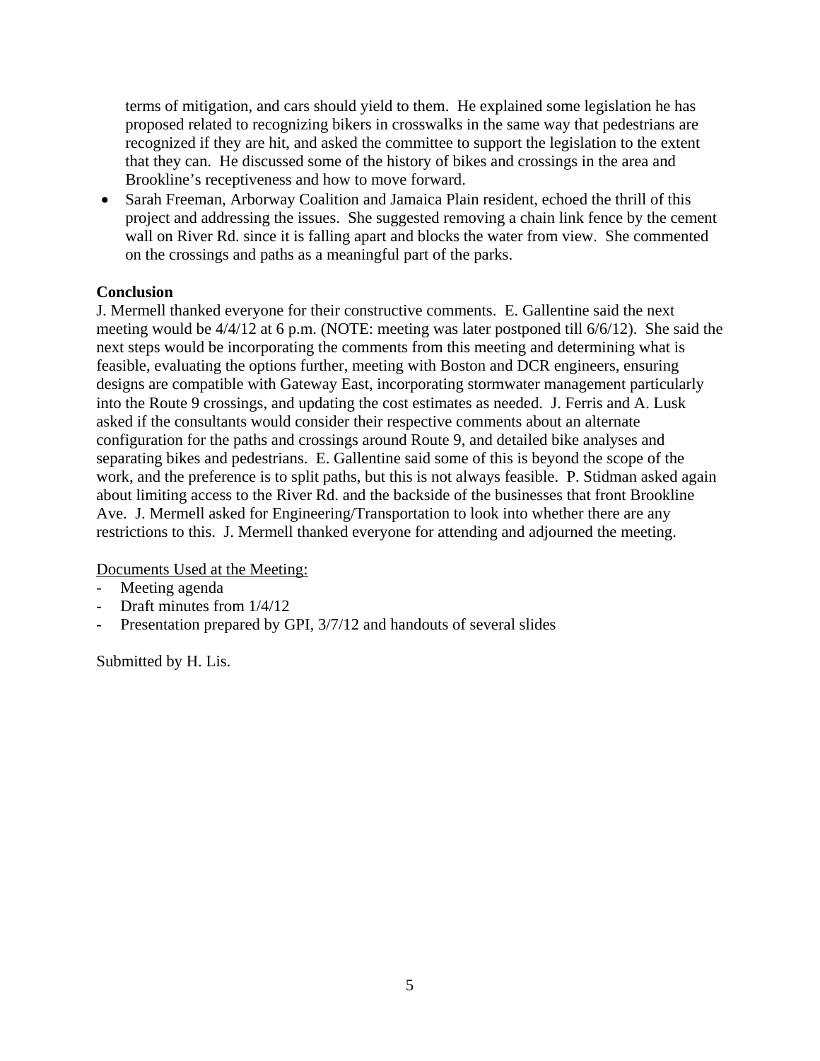terms of mitigation, and cars should yield to them. He explained some legislation he has proposed related to recognizing bikers in crosswalks in the same way that pedestrians are recognized if they are hit, and asked the committee to support the legislation to the extent that they can. He discussed some of the history of bikes and crossings in the area and Brookline's receptiveness and how to move forward.

- Sarah Freeman, Arborway Coalition and Jamaica Plain resident, echoed the thrill of this project and addressing the issues. She suggested removing a chain link fence by the cement wall on River Rd. since it is falling apart and blocks the water from view. She commented on the crossings and paths as a meaningful part of the parks.

**Conclusion**

J. Mermell thanked everyone for their constructive comments. E. Gallentine said the next meeting would be 4/4/12 at 6 p.m. (NOTE: meeting was later postponed till 6/6/12). She said the next steps would be incorporating the comments from this meeting and determining what is feasible, evaluating the options further, meeting with Boston and DCR engineers, ensuring designs are compatible with Gateway East, incorporating stormwater management particularly into the Route 9 crossings, and updating the cost estimates as needed. J. Ferris and A. Lusk asked if the consultants would consider their respective comments about an alternate configuration for the paths and crossings around Route 9, and detailed bike analyses and separating bikes and pedestrians. E. Gallentine said some of this is beyond the scope of the work, and the preference is to split paths, but this is not always feasible. P. Stidman asked again about limiting access to the River Rd. and the backside of the businesses that front Brookline Ave. J. Mermell asked for Engineering/Transportation to look into whether there are any restrictions to this. J. Mermell thanked everyone for attending and adjourned the meeting.

Documents Used at the Meeting:

- Meeting agenda
- Draft minutes from 1/4/12
- Presentation prepared by GPI, 3/7/12 and handouts of several slides

Submitted by H. Lis.